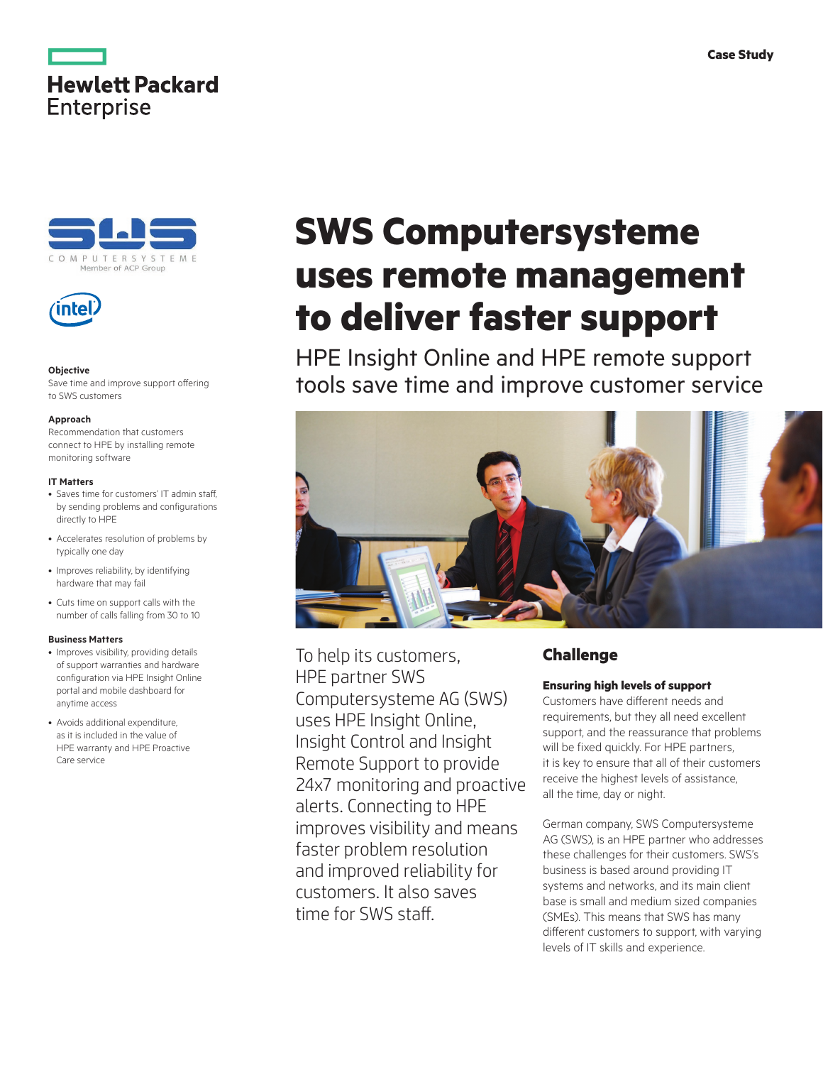Case Study

# SWS Computersysteme uses remote management to deliver faster support

## HPE Insight Online and HPE remote support tools save time and improve customer service

**Objective**
Save time and improve support offering to SWS customers

**Approach**
Recommendation that customers connect to HPE by installing remote monitoring software

**IT Matters**

- Saves time for customers' IT admin staff, by sending problems and configurations directly to HPE
- Accelerates resolution of problems by typically one day
- Improves reliability, by identifying hardware that may fail
- Cuts time on support calls with the number of calls falling from 30 to 10

**Business Matters**

- Improves visibility, providing details of support warranties and hardware configuration via HPE Insight Online portal and mobile dashboard for anytime access
- Avoids additional expenditure, as it is included in the value of HPE warranty and HPE Proactive Care service

To help its customers, HPE partner SWS Computersysteme AG (SWS) uses HPE Insight Online, Insight Control and Insight Remote Support to provide 24x7 monitoring and proactive alerts. Connecting to HPE improves visibility and means faster problem resolution and improved reliability for customers. It also saves time for SWS staff.

## Challenge

### Ensuring high levels of support

Customers have different needs and requirements, but they all need excellent support, and the reassurance that problems will be fixed quickly. For HPE partners, it is key to ensure that all of their customers receive the highest levels of assistance, all the time, day or night.

German company, SWS Computersysteme AG (SWS), is an HPE partner who addresses these challenges for their customers. SWS's business is based around providing IT systems and networks, and its main client base is small and medium sized companies (SMEs). This means that SWS has many different customers to support, with varying levels of IT skills and experience.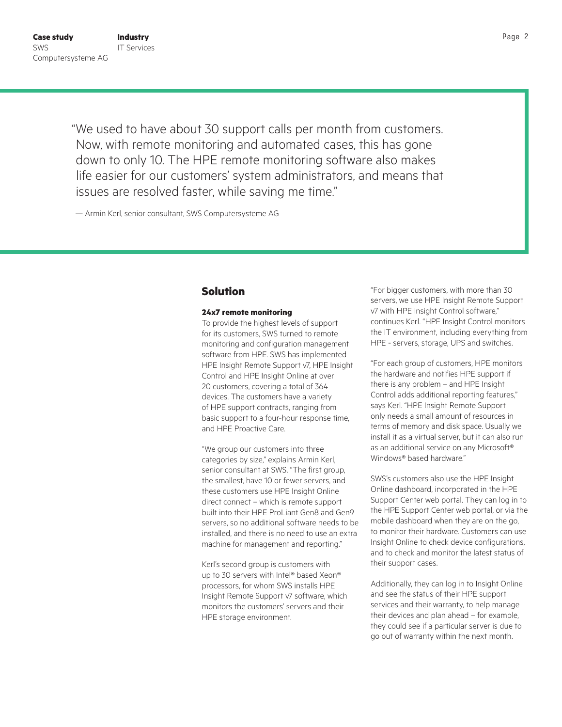"We used to have about 30 support calls per month from customers. Now, with remote monitoring and automated cases, this has gone down to only 10. The HPE remote monitoring software also makes life easier for our customers' system administrators, and means that issues are resolved faster, while saving me time."

— Armin Kerl, senior consultant, SWS Computersysteme AG

## Solution

### 24x7 remote monitoring

To provide the highest levels of support for its customers, SWS turned to remote monitoring and configuration management software from HPE. SWS has implemented HPE Insight Remote Support v7, HPE Insight Control and HPE Insight Online at over 20 customers, covering a total of 364 devices. The customers have a variety of HPE support contracts, ranging from basic support to a four-hour response time, and HPE Proactive Care.

"We group our customers into three categories by size," explains Armin Kerl, senior consultant at SWS. "The first group, the smallest, have 10 or fewer servers, and these customers use HPE Insight Online direct connect – which is remote support built into their HPE ProLiant Gen8 and Gen9 servers, so no additional software needs to be installed, and there is no need to use an extra machine for management and reporting."

Kerl's second group is customers with up to 30 servers with Intel® based Xeon® processors, for whom SWS installs HPE Insight Remote Support v7 software, which monitors the customers' servers and their HPE storage environment.

"For bigger customers, with more than 30 servers, we use HPE Insight Remote Support v7 with HPE Insight Control software," continues Kerl. "HPE Insight Control monitors the IT environment, including everything from HPE - servers, storage, UPS and switches.

"For each group of customers, HPE monitors the hardware and notifies HPE support if there is any problem – and HPE Insight Control adds additional reporting features," says Kerl. "HPE Insight Remote Support only needs a small amount of resources in terms of memory and disk space. Usually we install it as a virtual server, but it can also run as an additional service on any Microsoft® Windows® based hardware."

SWS's customers also use the HPE Insight Online dashboard, incorporated in the HPE Support Center web portal. They can log in to the HPE Support Center web portal, or via the mobile dashboard when they are on the go, to monitor their hardware. Customers can use Insight Online to check device configurations, and to check and monitor the latest status of their support cases.

Additionally, they can log in to Insight Online and see the status of their HPE support services and their warranty, to help manage their devices and plan ahead – for example, they could see if a particular server is due to go out of warranty within the next month.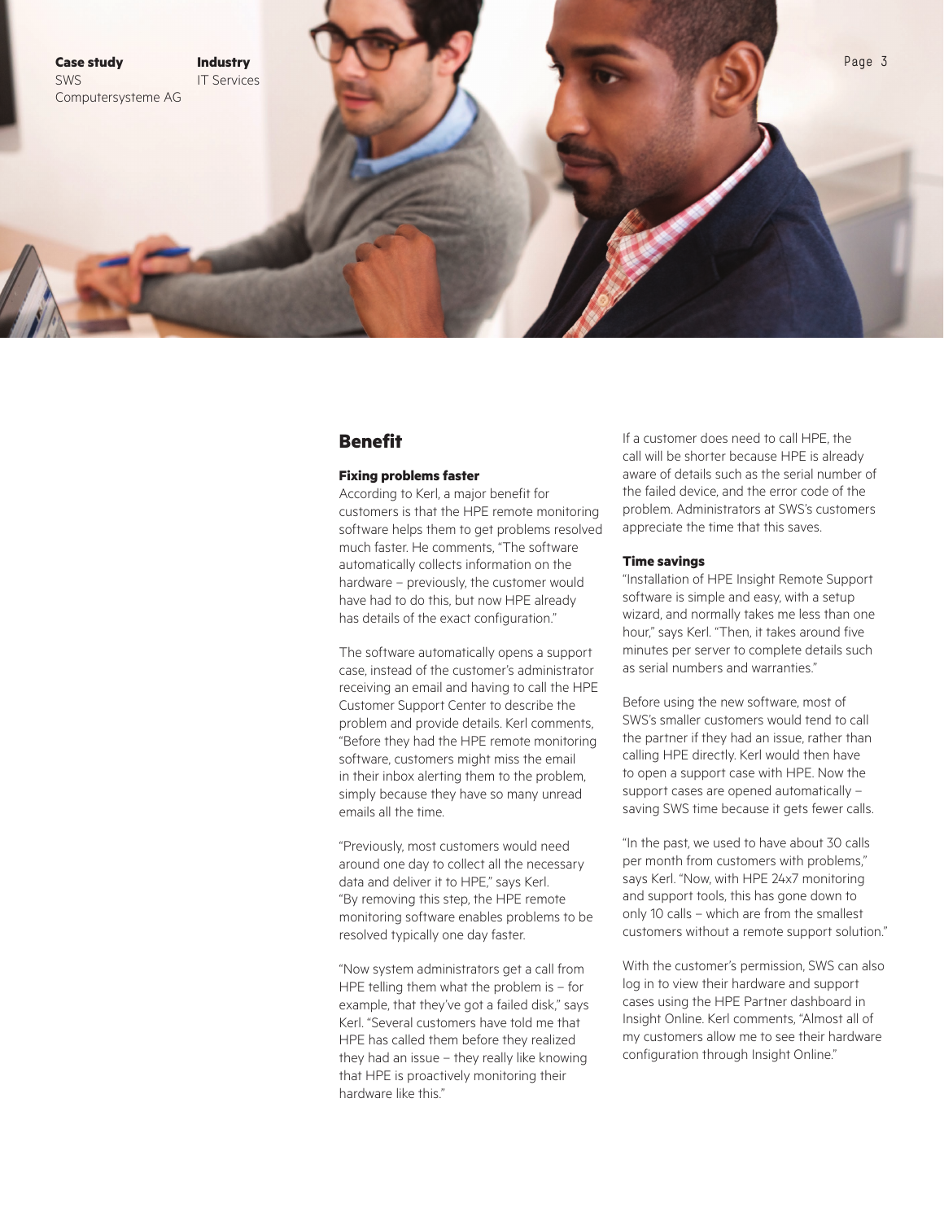## Benefit

### Fixing problems faster

According to Kerl, a major benefit for customers is that the HPE remote monitoring software helps them to get problems resolved much faster. He comments, "The software automatically collects information on the hardware – previously, the customer would have had to do this, but now HPE already has details of the exact configuration."

The software automatically opens a support case, instead of the customer's administrator receiving an email and having to call the HPE Customer Support Center to describe the problem and provide details. Kerl comments, "Before they had the HPE remote monitoring software, customers might miss the email in their inbox alerting them to the problem, simply because they have so many unread emails all the time.

"Previously, most customers would need around one day to collect all the necessary data and deliver it to HPE," says Kerl. "By removing this step, the HPE remote monitoring software enables problems to be resolved typically one day faster.

"Now system administrators get a call from HPE telling them what the problem is – for example, that they've got a failed disk," says Kerl. "Several customers have told me that HPE has called them before they realized they had an issue – they really like knowing that HPE is proactively monitoring their hardware like this."

If a customer does need to call HPE, the call will be shorter because HPE is already aware of details such as the serial number of the failed device, and the error code of the problem. Administrators at SWS's customers appreciate the time that this saves.

### Time savings

"Installation of HPE Insight Remote Support software is simple and easy, with a setup wizard, and normally takes me less than one hour," says Kerl. "Then, it takes around five minutes per server to complete details such as serial numbers and warranties."

Before using the new software, most of SWS's smaller customers would tend to call the partner if they had an issue, rather than calling HPE directly. Kerl would then have to open a support case with HPE. Now the support cases are opened automatically – saving SWS time because it gets fewer calls.

"In the past, we used to have about 30 calls per month from customers with problems," says Kerl. "Now, with HPE 24x7 monitoring and support tools, this has gone down to only 10 calls – which are from the smallest customers without a remote support solution."

With the customer's permission, SWS can also log in to view their hardware and support cases using the HPE Partner dashboard in Insight Online. Kerl comments, "Almost all of my customers allow me to see their hardware configuration through Insight Online."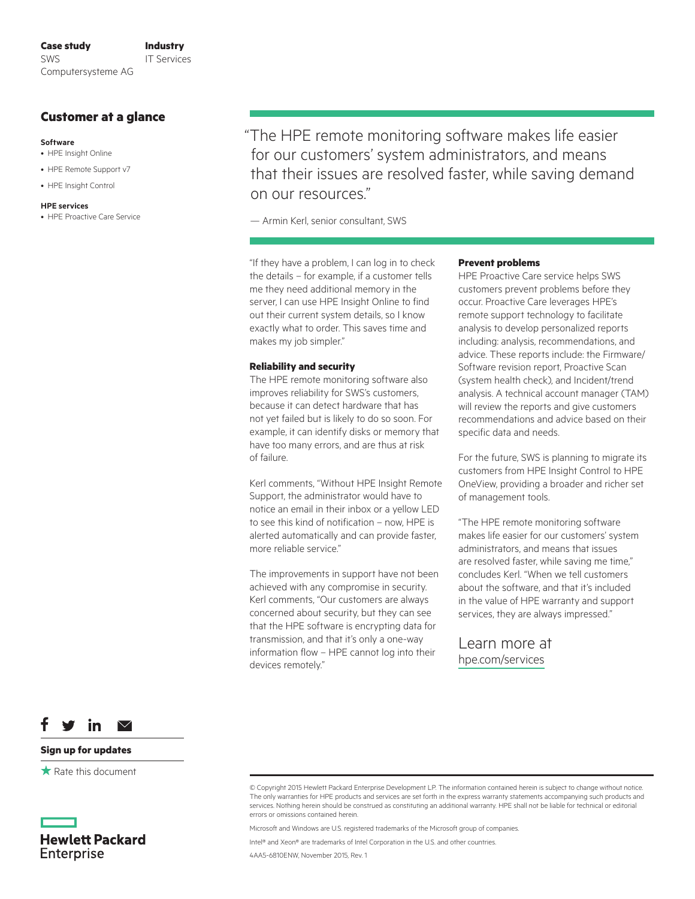**Case study**
SWS
Computersysteme AG

**Industry**
IT Services

## Customer at a glance

**Software**
- HPE Insight Online
- HPE Remote Support v7
- HPE Insight Control

**HPE services**
- HPE Proactive Care Service

"The HPE remote monitoring software makes life easier for our customers' system administrators, and means that their issues are resolved faster, while saving demand on our resources."

— Armin Kerl, senior consultant, SWS

"If they have a problem, I can log in to check the details – for example, if a customer tells me they need additional memory in the server, I can use HPE Insight Online to find out their current system details, so I know exactly what to order. This saves time and makes my job simpler."

### Reliability and security

The HPE remote monitoring software also improves reliability for SWS's customers, because it can detect hardware that has not yet failed but is likely to do so soon. For example, it can identify disks or memory that have too many errors, and are thus at risk of failure.

Kerl comments, "Without HPE Insight Remote Support, the administrator would have to notice an email in their inbox or a yellow LED to see this kind of notification – now, HPE is alerted automatically and can provide faster, more reliable service."

The improvements in support have not been achieved with any compromise in security. Kerl comments, "Our customers are always concerned about security, but they can see that the HPE software is encrypting data for transmission, and that it's only a one-way information flow – HPE cannot log into their devices remotely."

### Prevent problems

HPE Proactive Care service helps SWS customers prevent problems before they occur. Proactive Care leverages HPE's remote support technology to facilitate analysis to develop personalized reports including: analysis, recommendations, and advice. These reports include: the Firmware/Software revision report, Proactive Scan (system health check), and Incident/trend analysis. A technical account manager (TAM) will review the reports and give customers recommendations and advice based on their specific data and needs.

For the future, SWS is planning to migrate its customers from HPE Insight Control to HPE OneView, providing a broader and richer set of management tools.

"The HPE remote monitoring software makes life easier for our customers' system administrators, and means that issues are resolved faster, while saving me time," concludes Kerl. "When we tell customers about the software, and that it's included in the value of HPE warranty and support services, they are always impressed."

Learn more at
hpe.com/services

**Sign up for updates**

★ Rate this document

Hewlett Packard Enterprise

© Copyright 2015 Hewlett Packard Enterprise Development LP. The information contained herein is subject to change without notice. The only warranties for HPE products and services are set forth in the express warranty statements accompanying such products and services. Nothing herein should be construed as constituting an additional warranty. HPE shall not be liable for technical or editorial errors or omissions contained herein.

Microsoft and Windows are U.S. registered trademarks of the Microsoft group of companies.

Intel® and Xeon® are trademarks of Intel Corporation in the U.S. and other countries.

4AA5-6810ENW, November 2015, Rev. 1